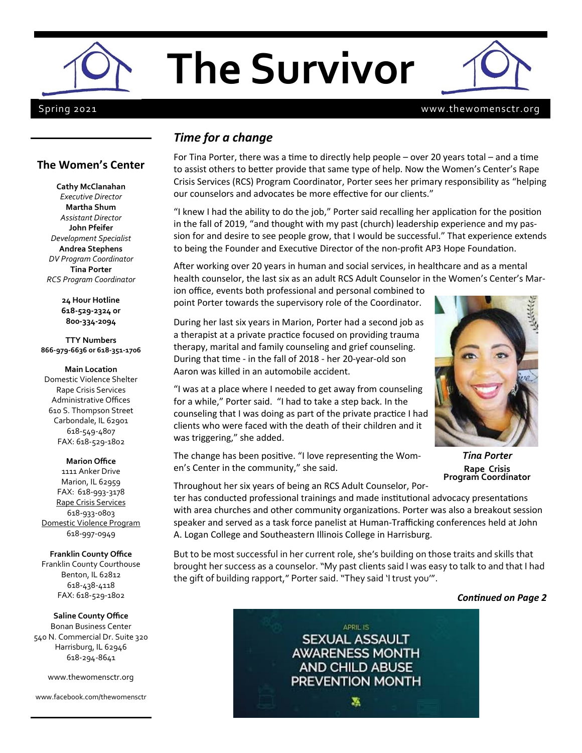# The Survivor

Spring 2021 www.thewomensctr.org

## The Women's Center

**Cathy McClanahan**
*Executive Director*
**Martha Shum**
*Assistant Director*
**John Pfeifer**
*Development Specialist*
**Andrea Stephens**
*DV Program Coordinator*
**Tina Porter**
*RCS Program Coordinator*

**24 Hour Hotline**
**618-529-2324 or**
**800-334-2094**

**TTY Numbers**
**866-979-6636 or 618-351-1706**

**Main Location**
Domestic Violence Shelter
Rape Crisis Services
Administrative Offices
610 S. Thompson Street
Carbondale, IL 62901
618-549-4807
FAX: 618-529-1802

**Marion Office**
1111 Anker Drive
Marion, IL 62959
FAX: 618-993-3178
Rape Crisis Services
618-933-0803
Domestic Violence Program
618-997-0949

**Franklin County Office**
Franklin County Courthouse
Benton, IL 62812
618-438-4118
FAX: 618-529-1802

**Saline County Office**
Bonan Business Center
540 N. Commercial Dr. Suite 320
Harrisburg, IL 62946
618-294-8641

www.thewomensctr.org

www.facebook.com/thewomensctr

## *Time for a change*

For Tina Porter, there was a time to directly help people – over 20 years total – and a time to assist others to better provide that same type of help. Now the Women's Center's Rape Crisis Services (RCS) Program Coordinator, Porter sees her primary responsibility as "helping our counselors and advocates be more effective for our clients."

"I knew I had the ability to do the job," Porter said recalling her application for the position in the fall of 2019, "and thought with my past (church) leadership experience and my passion for and desire to see people grow, that I would be successful." That experience extends to being the Founder and Executive Director of the non-profit AP3 Hope Foundation.

After working over 20 years in human and social services, in healthcare and as a mental health counselor, the last six as an adult RCS Adult Counselor in the Women's Center's Marion office, events both professional and personal combined to point Porter towards the supervisory role of the Coordinator.

During her last six years in Marion, Porter had a second job as a therapist at a private practice focused on providing trauma therapy, marital and family counseling and grief counseling. During that time - in the fall of 2018 - her 20-year-old son Aaron was killed in an automobile accident.

"I was at a place where I needed to get away from counseling for a while," Porter said. "I had to take a step back. In the counseling that I was doing as part of the private practice I had clients who were faced with the death of their children and it was triggering," she added.

*Tina Porter*
**Rape Crisis Program Coordinator**

The change has been positive. "I love representing the Women's Center in the community," she said.

Throughout her six years of being an RCS Adult Counselor, Porter has conducted professional trainings and made institutional advocacy presentations with area churches and other community organizations. Porter was also a breakout session speaker and served as a task force panelist at Human-Trafficking conferences held at John A. Logan College and Southeastern Illinois College in Harrisburg.

But to be most successful in her current role, she's building on those traits and skills that brought her success as a counselor. "My past clients said I was easy to talk to and that I had the gift of building rapport," Porter said. "They said 'I trust you'".

***Continued on Page 2***

APRIL IS
SEXUAL ASSAULT AWARENESS MONTH AND CHILD ABUSE PREVENTION MONTH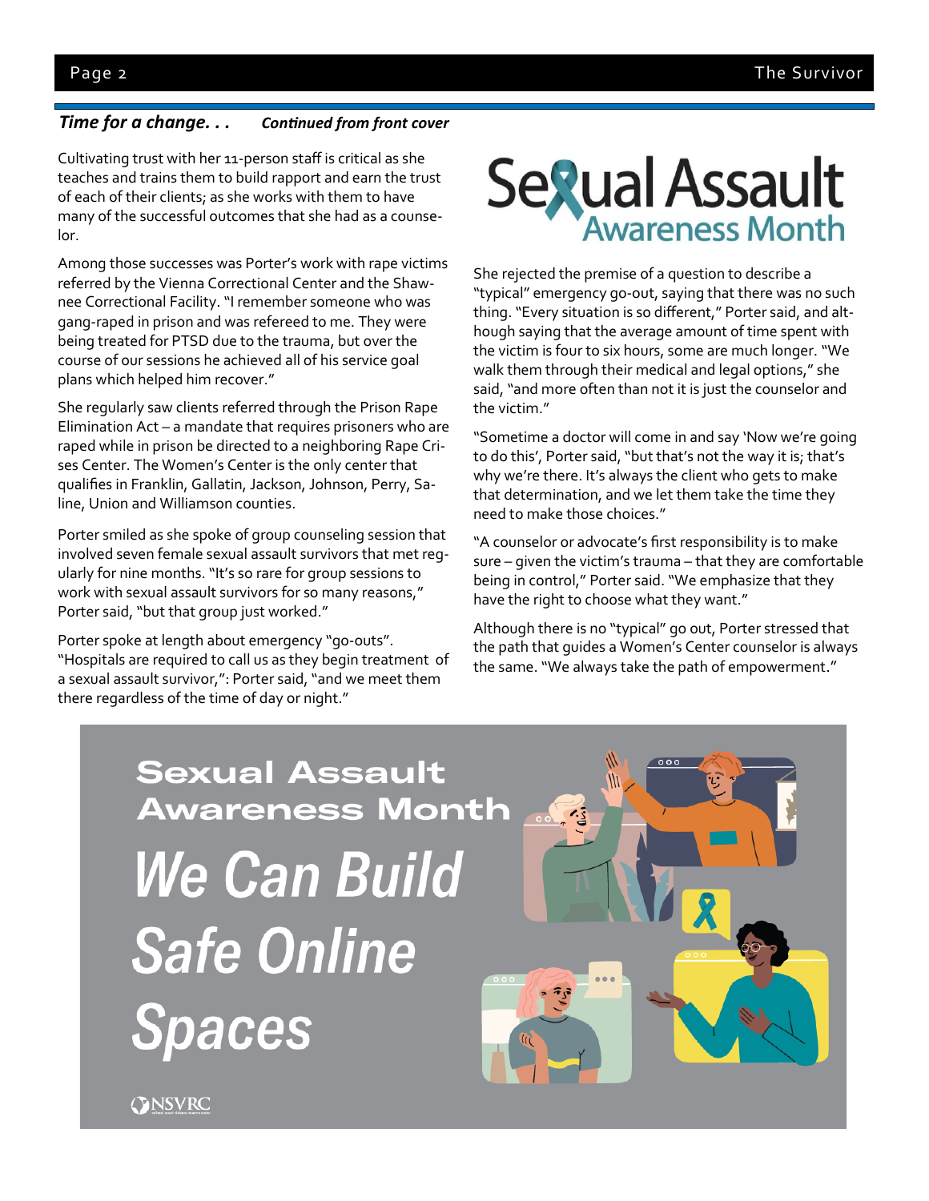## *Time for a change. . .* *Continued from front cover*

Cultivating trust with her 11-person staff is critical as she teaches and trains them to build rapport and earn the trust of each of their clients; as she works with them to have many of the successful outcomes that she had as a counselor.

Among those successes was Porter's work with rape victims referred by the Vienna Correctional Center and the Shawnee Correctional Facility. "I remember someone who was gang-raped in prison and was refereed to me. They were being treated for PTSD due to the trauma, but over the course of our sessions he achieved all of his service goal plans which helped him recover."

She regularly saw clients referred through the Prison Rape Elimination Act – a mandate that requires prisoners who are raped while in prison be directed to a neighboring Rape Crises Center. The Women's Center is the only center that qualifies in Franklin, Gallatin, Jackson, Johnson, Perry, Saline, Union and Williamson counties.

Porter smiled as she spoke of group counseling session that involved seven female sexual assault survivors that met regularly for nine months. "It's so rare for group sessions to work with sexual assault survivors for so many reasons," Porter said, "but that group just worked."

Porter spoke at length about emergency "go-outs". "Hospitals are required to call us as they begin treatment of a sexual assault survivor,": Porter said, "and we meet them there regardless of the time of day or night."

**Sexual Assault Awareness Month**

She rejected the premise of a question to describe a "typical" emergency go-out, saying that there was no such thing. "Every situation is so different," Porter said, and although saying that the average amount of time spent with the victim is four to six hours, some are much longer. "We walk them through their medical and legal options," she said, "and more often than not it is just the counselor and the victim."

"Sometime a doctor will come in and say 'Now we're going to do this', Porter said, "but that's not the way it is; that's why we're there. It's always the client who gets to make that determination, and we let them take the time they need to make those choices."

"A counselor or advocate's first responsibility is to make sure – given the victim's trauma – that they are comfortable being in control," Porter said. "We emphasize that they have the right to choose what they want."

Although there is no "typical" go out, Porter stressed that the path that guides a Women's Center counselor is always the same. "We always take the path of empowerment."

**Sexual Assault Awareness Month**

***We Can Build Safe Online Spaces***

NSVRC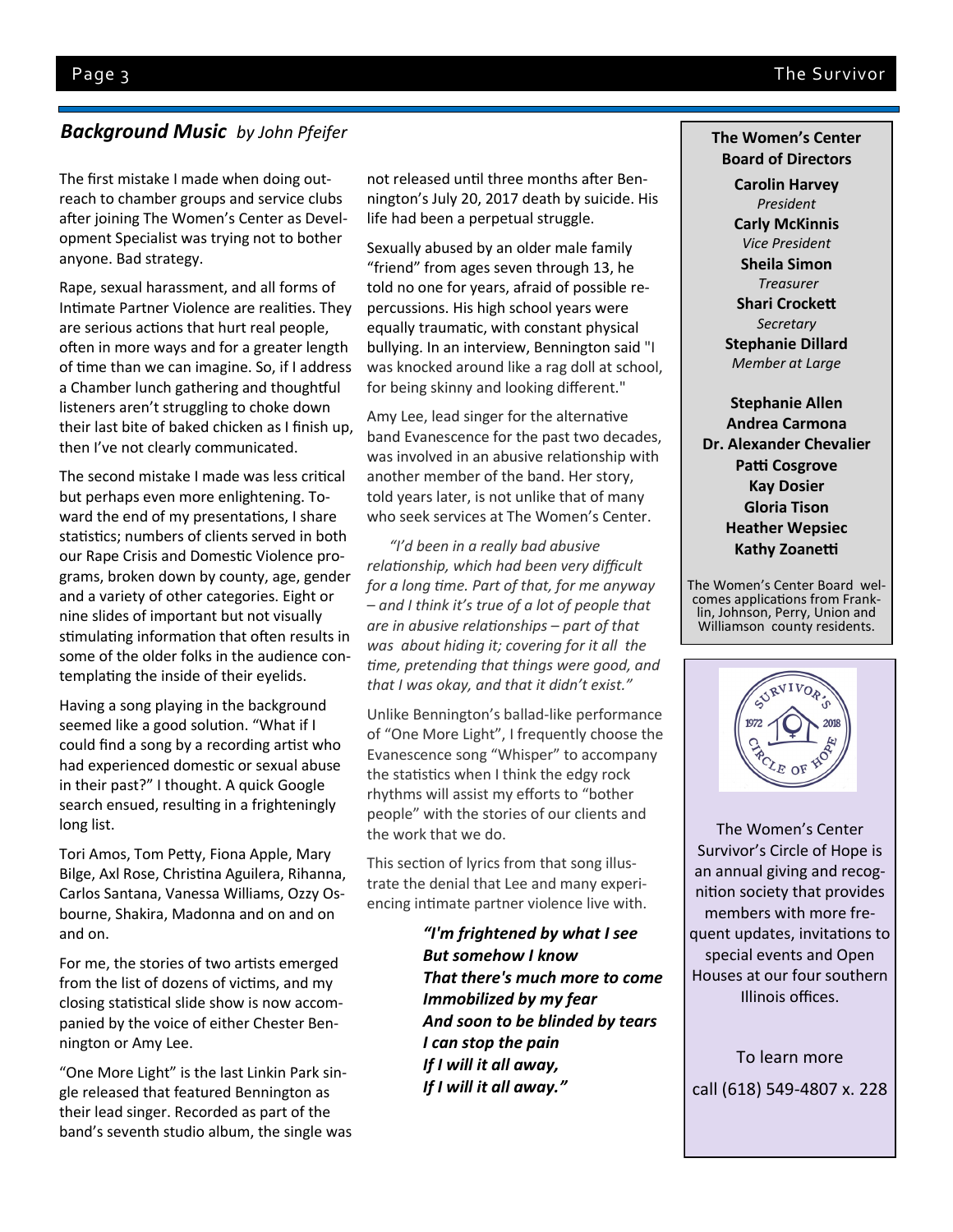## *Background Music* *by John Pfeifer*

The first mistake I made when doing outreach to chamber groups and service clubs after joining The Women's Center as Development Specialist was trying not to bother anyone. Bad strategy.

Rape, sexual harassment, and all forms of Intimate Partner Violence are realities. They are serious actions that hurt real people, often in more ways and for a greater length of time than we can imagine. So, if I address a Chamber lunch gathering and thoughtful listeners aren't struggling to choke down their last bite of baked chicken as I finish up, then I've not clearly communicated.

The second mistake I made was less critical but perhaps even more enlightening. Toward the end of my presentations, I share statistics; numbers of clients served in both our Rape Crisis and Domestic Violence programs, broken down by county, age, gender and a variety of other categories. Eight or nine slides of important but not visually stimulating information that often results in some of the older folks in the audience contemplating the inside of their eyelids.

Having a song playing in the background seemed like a good solution. "What if I could find a song by a recording artist who had experienced domestic or sexual abuse in their past?" I thought. A quick Google search ensued, resulting in a frighteningly long list.

Tori Amos, Tom Petty, Fiona Apple, Mary Bilge, Axl Rose, Christina Aguilera, Rihanna, Carlos Santana, Vanessa Williams, Ozzy Osbourne, Shakira, Madonna and on and on and on.

For me, the stories of two artists emerged from the list of dozens of victims, and my closing statistical slide show is now accompanied by the voice of either Chester Bennington or Amy Lee.

"One More Light" is the last Linkin Park single released that featured Bennington as their lead singer. Recorded as part of the band's seventh studio album, the single was not released until three months after Bennington's July 20, 2017 death by suicide. His life had been a perpetual struggle.

Sexually abused by an older male family "friend" from ages seven through 13, he told no one for years, afraid of possible repercussions. His high school years were equally traumatic, with constant physical bullying. In an interview, Bennington said "I was knocked around like a rag doll at school, for being skinny and looking different."

Amy Lee, lead singer for the alternative band Evanescence for the past two decades, was involved in an abusive relationship with another member of the band. Her story, told years later, is not unlike that of many who seek services at The Women's Center.

*"I'd been in a really bad abusive relationship, which had been very difficult for a long time. Part of that, for me anyway – and I think it's true of a lot of people that are in abusive relationships – part of that was about hiding it; covering for it all the time, pretending that things were good, and that I was okay, and that it didn't exist."*

Unlike Bennington's ballad-like performance of "One More Light", I frequently choose the Evanescence song "Whisper" to accompany the statistics when I think the edgy rock rhythms will assist my efforts to "bother people" with the stories of our clients and the work that we do.

This section of lyrics from that song illustrate the denial that Lee and many experiencing intimate partner violence live with.

> ***"I'm frightened by what I see***
> ***But somehow I know***
> ***That there's much more to come***
> ***Immobilized by my fear***
> ***And soon to be blinded by tears***
> ***I can stop the pain***
> ***If I will it all away,***
> ***If I will it all away."***

---

**The Women's Center Board of Directors**

**Carolin Harvey**
*President*

**Carly McKinnis**
*Vice President*

**Sheila Simon**
*Treasurer*

**Shari Crockett**
*Secretary*

**Stephanie Dillard**
*Member at Large*

**Stephanie Allen**
**Andrea Carmona**
**Dr. Alexander Chevalier**
**Patti Cosgrove**
**Kay Dosier**
**Gloria Tison**
**Heather Wepsiec**
**Kathy Zoanetti**

The Women's Center Board welcomes applications from Franklin, Johnson, Perry, Union and Williamson county residents.

---

SURVIVOR'S CIRCLE OF HOPE 1972 2018

The Women's Center Survivor's Circle of Hope is an annual giving and recognition society that provides members with more frequent updates, invitations to special events and Open Houses at our four southern Illinois offices.

To learn more

call (618) 549-4807 x. 228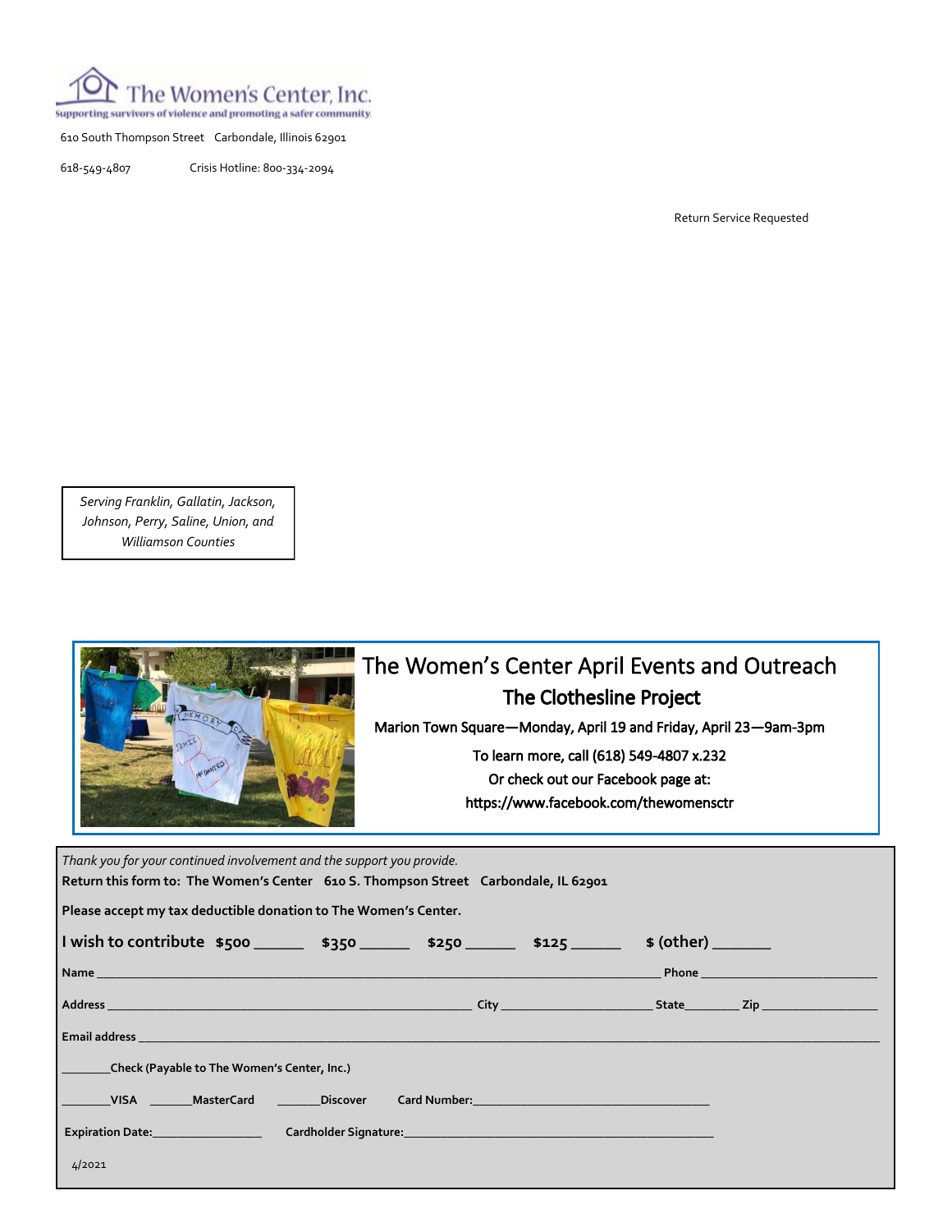The Women's Center, Inc.

Supporting survivors of violence and promoting a safer community

610 South Thompson Street   Carbondale, Illinois 62901

618-549-4807   Crisis Hotline: 800-334-2094

Return Service Requested

*Serving Franklin, Gallatin, Jackson, Johnson, Perry, Saline, Union, and Williamson Counties*

## The Women's Center April Events and Outreach

### The Clothesline Project

Marion Town Square—Monday, April 19 and Friday, April 23—9am-3pm

To learn more, call (618) 549-4807 x.232

Or check out our Facebook page at:

https://www.facebook.com/thewomensctr

*Thank you for your continued involvement and the support you provide.*

**Return this form to: The Women's Center   610 S. Thompson Street   Carbondale, IL 62901**

**Please accept my tax deductible donation to The Women's Center.**

**I wish to contribute  $500 ______  $350 ______  $250 ______  $125 ______  $ (other) _______**

**Name** ____________________________________________ **Phone** ____________________

**Address** ________________________________ **City** ________________ **State**________ **Zip** ____________

**Email address** ____________________________________________________________

________**Check (Payable to The Women's Center, Inc.)**

________**VISA**  _______**MasterCard**  _______**Discover**  **Card Number:**______________________________

**Expiration Date:**_________________  **Cardholder Signature:**________________________________

4/2021